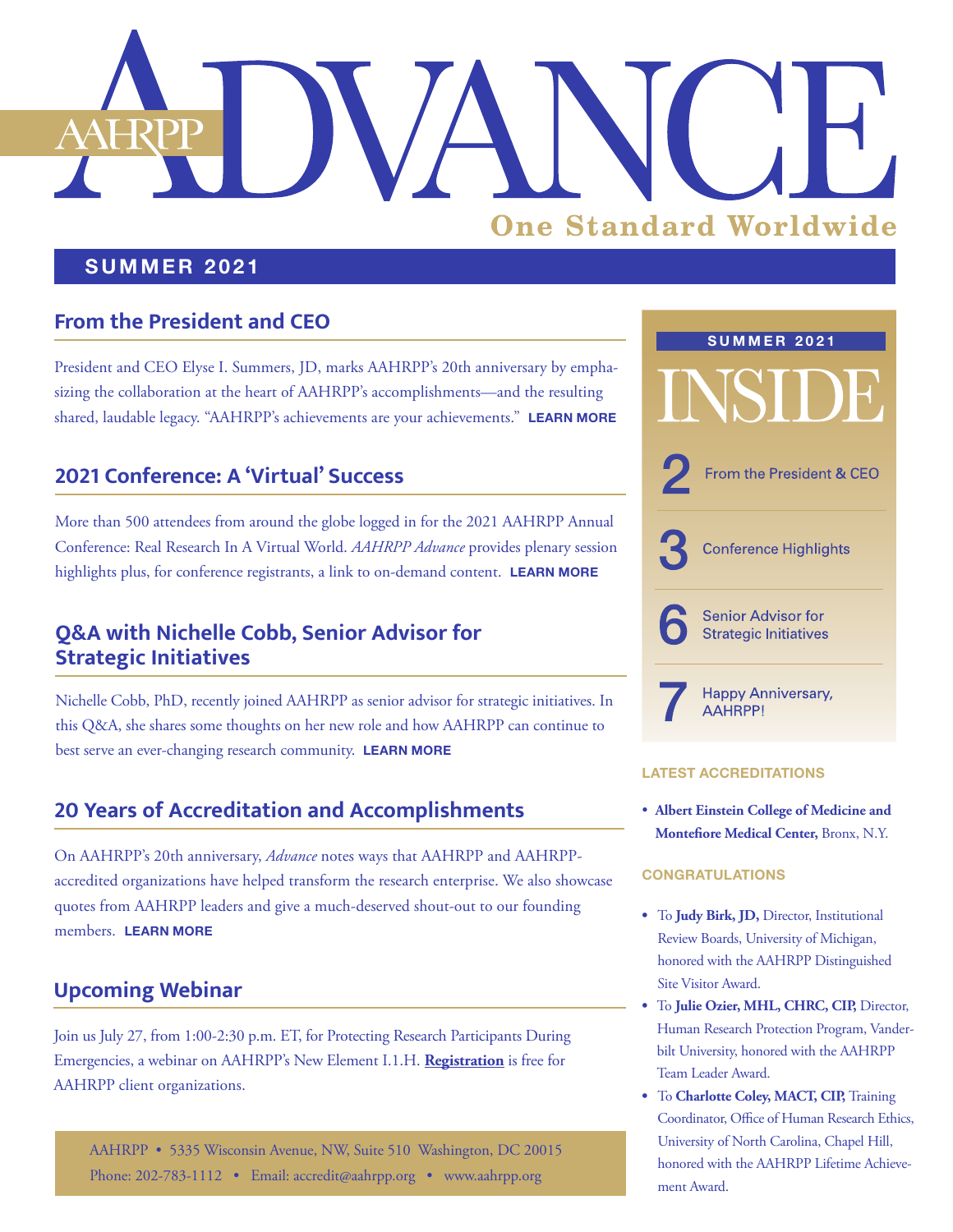# AAHRPP ADVANCE

One Standard Worldwide

**SUMMER 2021**

## From the President and CEO

President and CEO Elyse I. Summers, JD, marks AAHRPP's 20th anniversary by emphasizing the collaboration at the heart of AAHRPP's accomplishments—and the resulting shared, laudable legacy. "AAHRPP's achievements are your achievements." **LEARN MORE**

## 2021 Conference: A 'Virtual' Success

More than 500 attendees from around the globe logged in for the 2021 AAHRPP Annual Conference: Real Research In A Virtual World. *AAHRPP Advance* provides plenary session highlights plus, for conference registrants, a link to on-demand content. **LEARN MORE**

## Q&A with Nichelle Cobb, Senior Advisor for Strategic Initiatives

Nichelle Cobb, PhD, recently joined AAHRPP as senior advisor for strategic initiatives. In this Q&A, she shares some thoughts on her new role and how AAHRPP can continue to best serve an ever-changing research community. **LEARN MORE**

## 20 Years of Accreditation and Accomplishments

On AAHRPP's 20th anniversary, *Advance* notes ways that AAHRPP and AAHRPP-accredited organizations have helped transform the research enterprise. We also showcase quotes from AAHRPP leaders and give a much-deserved shout-out to our founding members. **LEARN MORE**

## Upcoming Webinar

Join us July 27, from 1:00-2:30 p.m. ET, for Protecting Research Participants During Emergencies, a webinar on AAHRPP's New Element I.1.H. **Registration** is free for AAHRPP client organizations.

AAHRPP • 5335 Wisconsin Avenue, NW, Suite 510 Washington, DC 20015
Phone: 202-783-1112 • Email: accredit@aahrpp.org • www.aahrpp.org

**SUMMER 2021**

# INSIDE

- 2 From the President & CEO
- 3 Conference Highlights
- 6 Senior Advisor for Strategic Initiatives
- 7 Happy Anniversary, AAHRPP!

**LATEST ACCREDITATIONS**

- **Albert Einstein College of Medicine and Montefiore Medical Center,** Bronx, N.Y.

**CONGRATULATIONS**

- To **Judy Birk, JD,** Director, Institutional Review Boards, University of Michigan, honored with the AAHRPP Distinguished Site Visitor Award.
- To **Julie Ozier, MHL, CHRC, CIP,** Director, Human Research Protection Program, Vanderbilt University, honored with the AAHRPP Team Leader Award.
- To **Charlotte Coley, MACT, CIP,** Training Coordinator, Office of Human Research Ethics, University of North Carolina, Chapel Hill, honored with the AAHRPP Lifetime Achievement Award.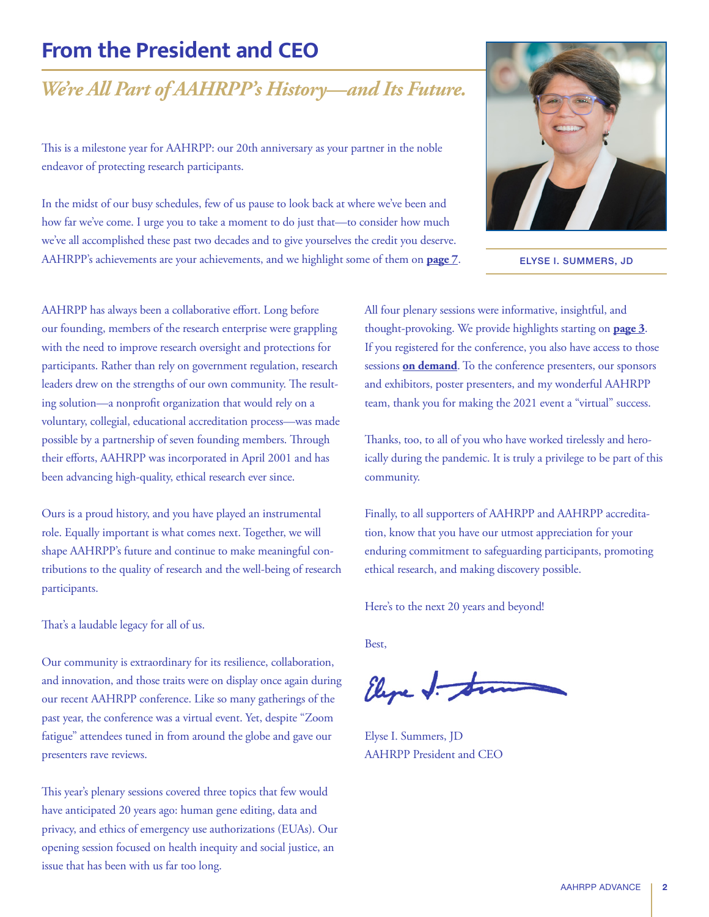# From the President and CEO

## *We're All Part of AAHRPP's History—and Its Future.*

ELYSE I. SUMMERS, JD

This is a milestone year for AAHRPP: our 20th anniversary as your partner in the noble endeavor of protecting research participants.

In the midst of our busy schedules, few of us pause to look back at where we've been and how far we've come. I urge you to take a moment to do just that—to consider how much we've all accomplished these past two decades and to give yourselves the credit you deserve. AAHRPP's achievements are your achievements, and we highlight some of them on **page 7**.

AAHRPP has always been a collaborative effort. Long before our founding, members of the research enterprise were grappling with the need to improve research oversight and protections for participants. Rather than rely on government regulation, research leaders drew on the strengths of our own community. The resulting solution—a nonprofit organization that would rely on a voluntary, collegial, educational accreditation process—was made possible by a partnership of seven founding members. Through their efforts, AAHRPP was incorporated in April 2001 and has been advancing high-quality, ethical research ever since.

Ours is a proud history, and you have played an instrumental role. Equally important is what comes next. Together, we will shape AAHRPP's future and continue to make meaningful contributions to the quality of research and the well-being of research participants.

That's a laudable legacy for all of us.

Our community is extraordinary for its resilience, collaboration, and innovation, and those traits were on display once again during our recent AAHRPP conference. Like so many gatherings of the past year, the conference was a virtual event. Yet, despite "Zoom fatigue" attendees tuned in from around the globe and gave our presenters rave reviews.

This year's plenary sessions covered three topics that few would have anticipated 20 years ago: human gene editing, data and privacy, and ethics of emergency use authorizations (EUAs). Our opening session focused on health inequity and social justice, an issue that has been with us far too long.

All four plenary sessions were informative, insightful, and thought-provoking. We provide highlights starting on **page 3**. If you registered for the conference, you also have access to those sessions **on demand**. To the conference presenters, our sponsors and exhibitors, poster presenters, and my wonderful AAHRPP team, thank you for making the 2021 event a "virtual" success.

Thanks, too, to all of you who have worked tirelessly and heroically during the pandemic. It is truly a privilege to be part of this community.

Finally, to all supporters of AAHRPP and AAHRPP accreditation, know that you have our utmost appreciation for your enduring commitment to safeguarding participants, promoting ethical research, and making discovery possible.

Here's to the next 20 years and beyond!

Best,

Elyse I. Summers, JD
AAHRPP President and CEO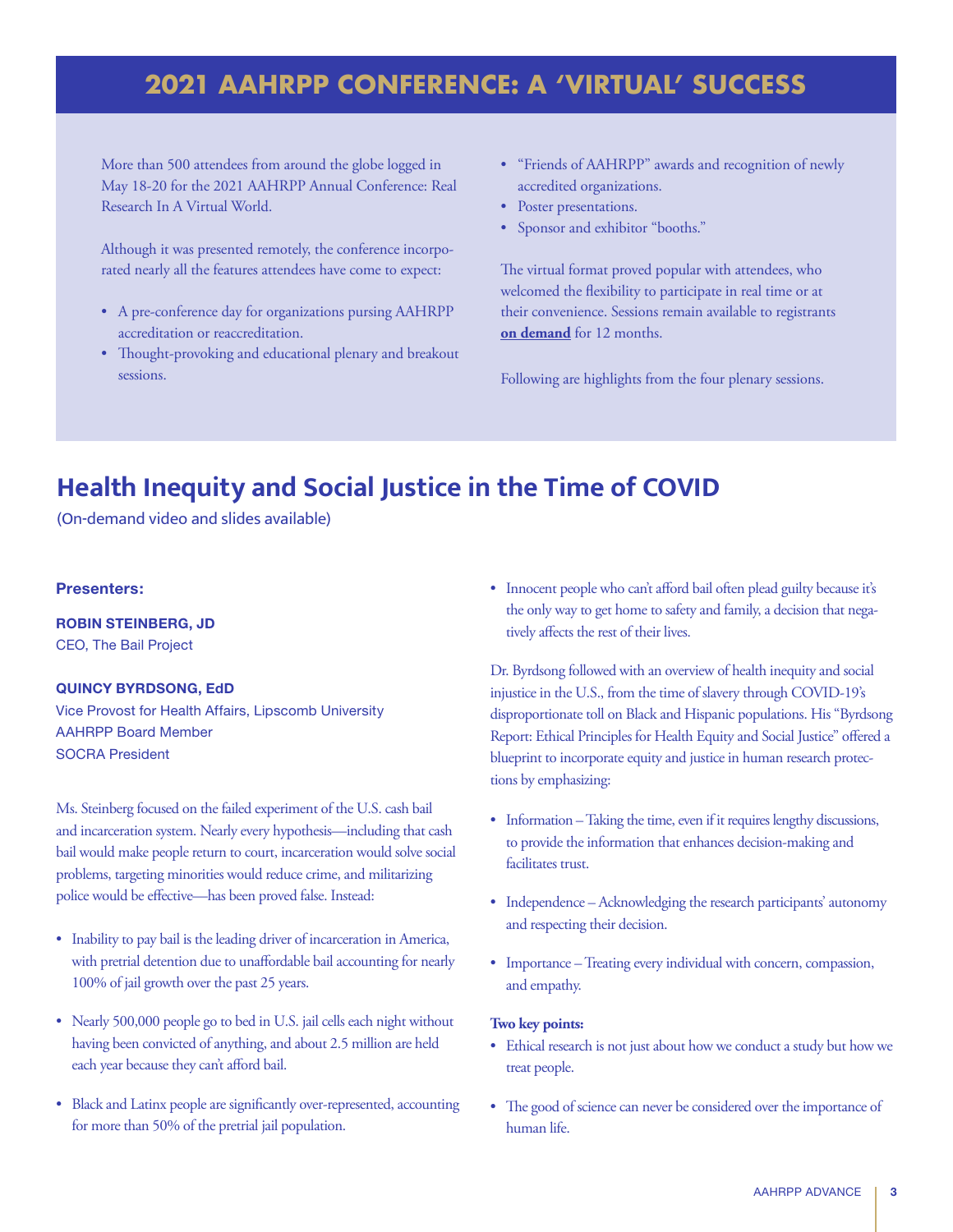# 2021 AAHRPP CONFERENCE: A 'VIRTUAL' SUCCESS

More than 500 attendees from around the globe logged in May 18-20 for the 2021 AAHRPP Annual Conference: Real Research In A Virtual World.

Although it was presented remotely, the conference incorporated nearly all the features attendees have come to expect:

- A pre-conference day for organizations pursing AAHRPP accreditation or reaccreditation.
- Thought-provoking and educational plenary and breakout sessions.
- "Friends of AAHRPP" awards and recognition of newly accredited organizations.
- Poster presentations.
- Sponsor and exhibitor "booths."

The virtual format proved popular with attendees, who welcomed the flexibility to participate in real time or at their convenience. Sessions remain available to registrants **on demand** for 12 months.

Following are highlights from the four plenary sessions.

## Health Inequity and Social Justice in the Time of COVID

(On-demand video and slides available)

**Presenters:**

**ROBIN STEINBERG, JD**
CEO, The Bail Project

**QUINCY BYRDSONG, EdD**
Vice Provost for Health Affairs, Lipscomb University
AAHRPP Board Member
SOCRA President

Ms. Steinberg focused on the failed experiment of the U.S. cash bail and incarceration system. Nearly every hypothesis—including that cash bail would make people return to court, incarceration would solve social problems, targeting minorities would reduce crime, and militarizing police would be effective—has been proved false. Instead:

- Inability to pay bail is the leading driver of incarceration in America, with pretrial detention due to unaffordable bail accounting for nearly 100% of jail growth over the past 25 years.
- Nearly 500,000 people go to bed in U.S. jail cells each night without having been convicted of anything, and about 2.5 million are held each year because they can't afford bail.
- Black and Latinx people are significantly over-represented, accounting for more than 50% of the pretrial jail population.
- Innocent people who can't afford bail often plead guilty because it's the only way to get home to safety and family, a decision that negatively affects the rest of their lives.

Dr. Byrdsong followed with an overview of health inequity and social injustice in the U.S., from the time of slavery through COVID-19's disproportionate toll on Black and Hispanic populations. His "Byrdsong Report: Ethical Principles for Health Equity and Social Justice" offered a blueprint to incorporate equity and justice in human research protections by emphasizing:

- Information – Taking the time, even if it requires lengthy discussions, to provide the information that enhances decision-making and facilitates trust.
- Independence – Acknowledging the research participants' autonomy and respecting their decision.
- Importance – Treating every individual with concern, compassion, and empathy.

**Two key points:**

- Ethical research is not just about how we conduct a study but how we treat people.
- The good of science can never be considered over the importance of human life.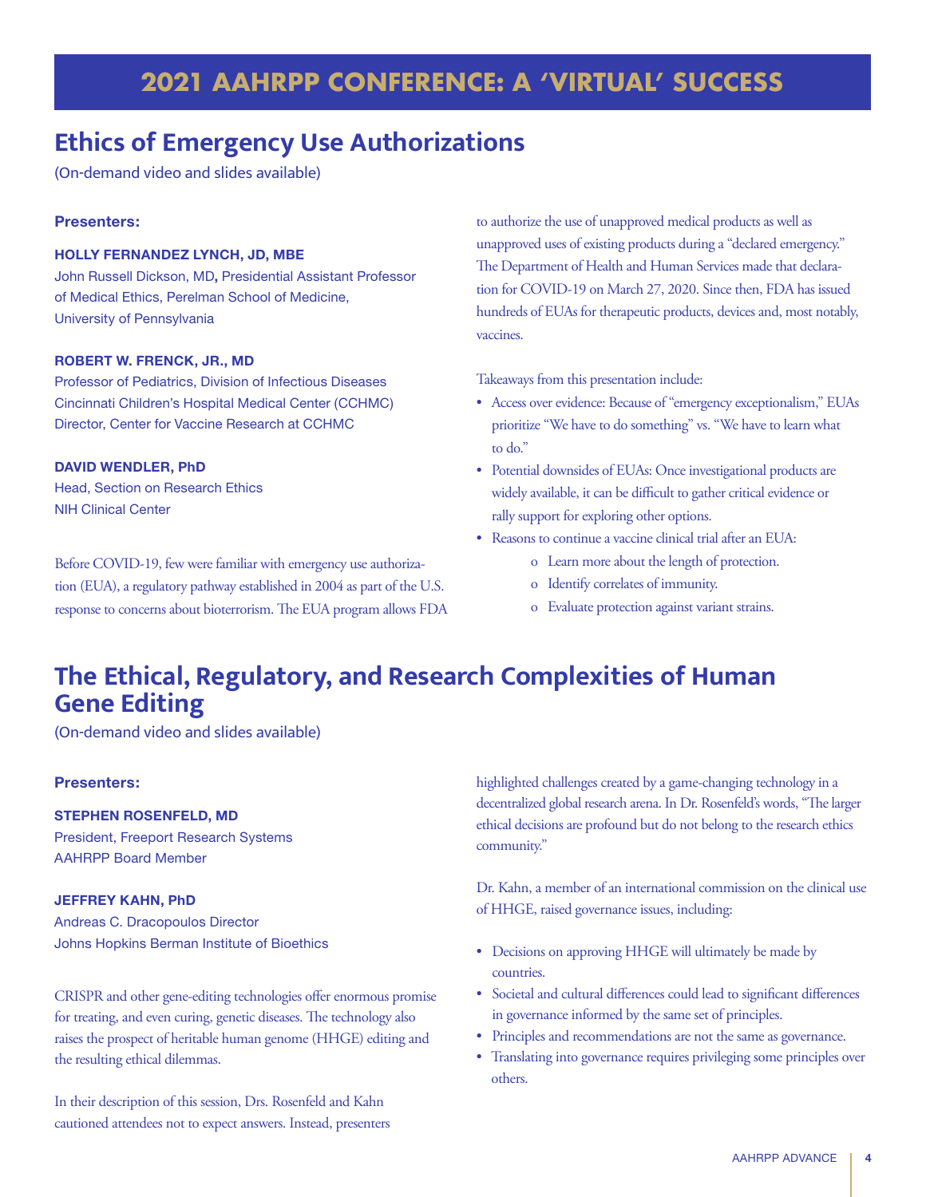# 2021 AAHRPP CONFERENCE: A 'VIRTUAL' SUCCESS

## Ethics of Emergency Use Authorizations

(On-demand video and slides available)

**Presenters:**

**HOLLY FERNANDEZ LYNCH, JD, MBE**
John Russell Dickson, MD**,** Presidential Assistant Professor of Medical Ethics, Perelman School of Medicine, University of Pennsylvania

**ROBERT W. FRENCK, JR., MD**
Professor of Pediatrics, Division of Infectious Diseases
Cincinnati Children's Hospital Medical Center (CCHMC)
Director, Center for Vaccine Research at CCHMC

**DAVID WENDLER, PhD**
Head, Section on Research Ethics
NIH Clinical Center

Before COVID-19, few were familiar with emergency use authorization (EUA), a regulatory pathway established in 2004 as part of the U.S. response to concerns about bioterrorism. The EUA program allows FDA to authorize the use of unapproved medical products as well as unapproved uses of existing products during a "declared emergency." The Department of Health and Human Services made that declaration for COVID-19 on March 27, 2020. Since then, FDA has issued hundreds of EUAs for therapeutic products, devices and, most notably, vaccines.

Takeaways from this presentation include:

- Access over evidence: Because of "emergency exceptionalism," EUAs prioritize "We have to do something" vs. "We have to learn what to do."
- Potential downsides of EUAs: Once investigational products are widely available, it can be difficult to gather critical evidence or rally support for exploring other options.
- Reasons to continue a vaccine clinical trial after an EUA:
  - Learn more about the length of protection.
  - Identify correlates of immunity.
  - Evaluate protection against variant strains.

## The Ethical, Regulatory, and Research Complexities of Human Gene Editing

(On-demand video and slides available)

**Presenters:**

**STEPHEN ROSENFELD, MD**
President, Freeport Research Systems
AAHRPP Board Member

**JEFFREY KAHN, PhD**
Andreas C. Dracopoulos Director
Johns Hopkins Berman Institute of Bioethics

CRISPR and other gene-editing technologies offer enormous promise for treating, and even curing, genetic diseases. The technology also raises the prospect of heritable human genome (HHGE) editing and the resulting ethical dilemmas.

In their description of this session, Drs. Rosenfeld and Kahn cautioned attendees not to expect answers. Instead, presenters highlighted challenges created by a game-changing technology in a decentralized global research arena. In Dr. Rosenfeld's words, "The larger ethical decisions are profound but do not belong to the research ethics community."

Dr. Kahn, a member of an international commission on the clinical use of HHGE, raised governance issues, including:

- Decisions on approving HHGE will ultimately be made by countries.
- Societal and cultural differences could lead to significant differences in governance informed by the same set of principles.
- Principles and recommendations are not the same as governance.
- Translating into governance requires privileging some principles over others.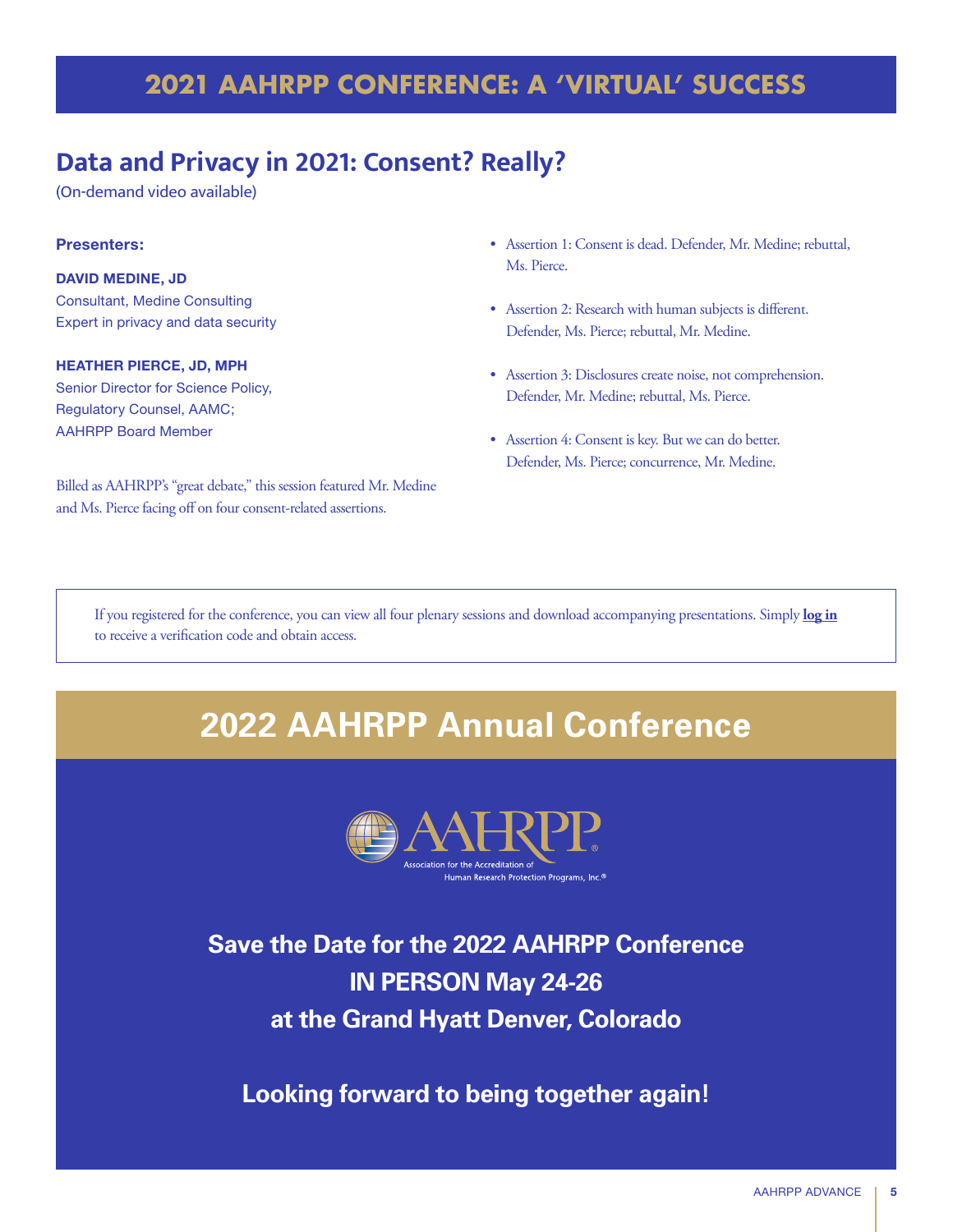## 2021 AAHRPP CONFERENCE: A 'VIRTUAL' SUCCESS

### Data and Privacy in 2021: Consent? Really?

(On-demand video available)

**Presenters:**

**DAVID MEDINE, JD**
Consultant, Medine Consulting
Expert in privacy and data security

**HEATHER PIERCE, JD, MPH**
Senior Director for Science Policy,
Regulatory Counsel, AAMC;
AAHRPP Board Member

Billed as AAHRPP's "great debate," this session featured Mr. Medine and Ms. Pierce facing off on four consent-related assertions.

- Assertion 1: Consent is dead. Defender, Mr. Medine; rebuttal, Ms. Pierce.
- Assertion 2: Research with human subjects is different. Defender, Ms. Pierce; rebuttal, Mr. Medine.
- Assertion 3: Disclosures create noise, not comprehension. Defender, Mr. Medine; rebuttal, Ms. Pierce.
- Assertion 4: Consent is key. But we can do better. Defender, Ms. Pierce; concurrence, Mr. Medine.

If you registered for the conference, you can view all four plenary sessions and download accompanying presentations. Simply **log in** to receive a verification code and obtain access.

## 2022 AAHRPP Annual Conference

AAHRPP®
Association for the Accreditation of Human Research Protection Programs, Inc.®

**Save the Date for the 2022 AAHRPP Conference**
**IN PERSON May 24-26**
**at the Grand Hyatt Denver, Colorado**

**Looking forward to being together again!**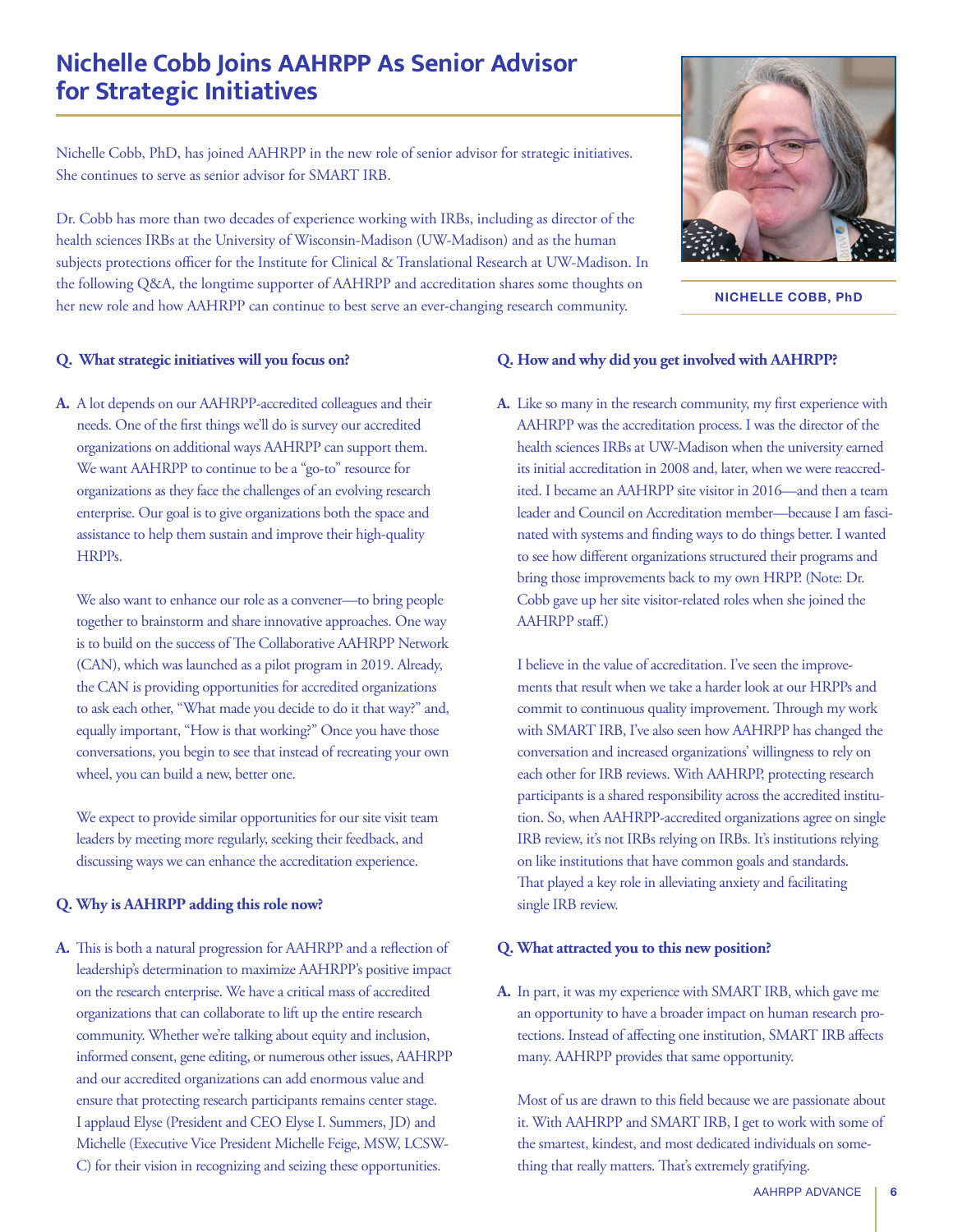# Nichelle Cobb Joins AAHRPP As Senior Advisor for Strategic Initiatives

NICHELLE COBB, PhD

Nichelle Cobb, PhD, has joined AAHRPP in the new role of senior advisor for strategic initiatives. She continues to serve as senior advisor for SMART IRB.

Dr. Cobb has more than two decades of experience working with IRBs, including as director of the health sciences IRBs at the University of Wisconsin-Madison (UW-Madison) and as the human subjects protections officer for the Institute for Clinical & Translational Research at UW-Madison. In the following Q&A, the longtime supporter of AAHRPP and accreditation shares some thoughts on her new role and how AAHRPP can continue to best serve an ever-changing research community.

**Q. What strategic initiatives will you focus on?**

**A.** A lot depends on our AAHRPP-accredited colleagues and their needs. One of the first things we'll do is survey our accredited organizations on additional ways AAHRPP can support them. We want AAHRPP to continue to be a "go-to" resource for organizations as they face the challenges of an evolving research enterprise. Our goal is to give organizations both the space and assistance to help them sustain and improve their high-quality HRPPs.

We also want to enhance our role as a convener—to bring people together to brainstorm and share innovative approaches. One way is to build on the success of The Collaborative AAHRPP Network (CAN), which was launched as a pilot program in 2019. Already, the CAN is providing opportunities for accredited organizations to ask each other, "What made you decide to do it that way?" and, equally important, "How is that working?" Once you have those conversations, you begin to see that instead of recreating your own wheel, you can build a new, better one.

We expect to provide similar opportunities for our site visit team leaders by meeting more regularly, seeking their feedback, and discussing ways we can enhance the accreditation experience.

**Q. Why is AAHRPP adding this role now?**

**A.** This is both a natural progression for AAHRPP and a reflection of leadership's determination to maximize AAHRPP's positive impact on the research enterprise. We have a critical mass of accredited organizations that can collaborate to lift up the entire research community. Whether we're talking about equity and inclusion, informed consent, gene editing, or numerous other issues, AAHRPP and our accredited organizations can add enormous value and ensure that protecting research participants remains center stage. I applaud Elyse (President and CEO Elyse I. Summers, JD) and Michelle (Executive Vice President Michelle Feige, MSW, LCSW-C) for their vision in recognizing and seizing these opportunities.

**Q. How and why did you get involved with AAHRPP?**

**A.** Like so many in the research community, my first experience with AAHRPP was the accreditation process. I was the director of the health sciences IRBs at UW-Madison when the university earned its initial accreditation in 2008 and, later, when we were reaccredited. I became an AAHRPP site visitor in 2016—and then a team leader and Council on Accreditation member—because I am fascinated with systems and finding ways to do things better. I wanted to see how different organizations structured their programs and bring those improvements back to my own HRPP. (Note: Dr. Cobb gave up her site visitor-related roles when she joined the AAHRPP staff.)

I believe in the value of accreditation. I've seen the improvements that result when we take a harder look at our HRPPs and commit to continuous quality improvement. Through my work with SMART IRB, I've also seen how AAHRPP has changed the conversation and increased organizations' willingness to rely on each other for IRB reviews. With AAHRPP, protecting research participants is a shared responsibility across the accredited institution. So, when AAHRPP-accredited organizations agree on single IRB review, it's not IRBs relying on IRBs. It's institutions relying on like institutions that have common goals and standards. That played a key role in alleviating anxiety and facilitating single IRB review.

**Q. What attracted you to this new position?**

**A.** In part, it was my experience with SMART IRB, which gave me an opportunity to have a broader impact on human research protections. Instead of affecting one institution, SMART IRB affects many. AAHRPP provides that same opportunity.

Most of us are drawn to this field because we are passionate about it. With AAHRPP and SMART IRB, I get to work with some of the smartest, kindest, and most dedicated individuals on something that really matters. That's extremely gratifying.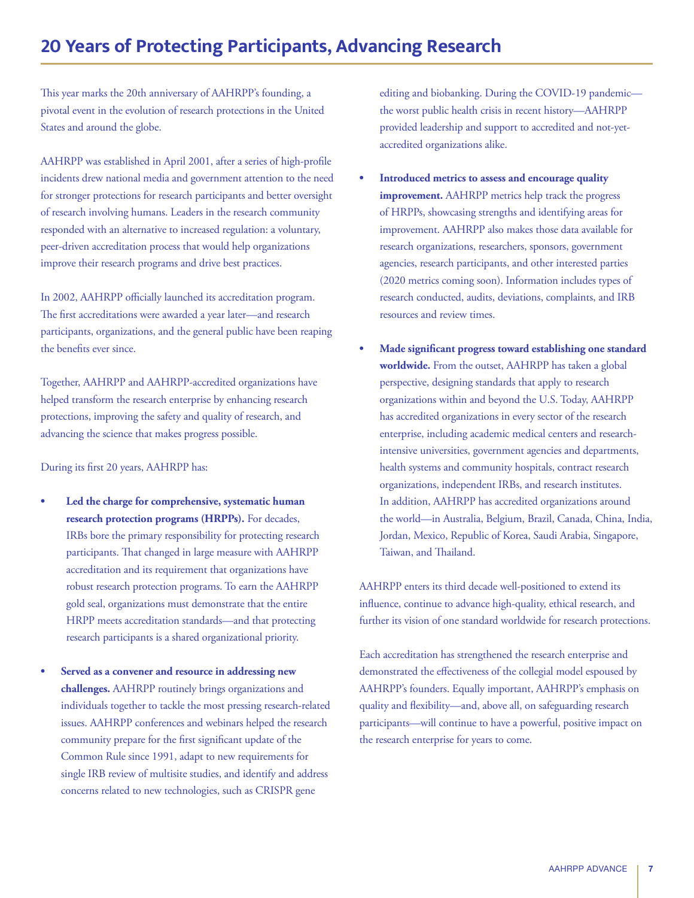# 20 Years of Protecting Participants, Advancing Research

This year marks the 20th anniversary of AAHRPP's founding, a pivotal event in the evolution of research protections in the United States and around the globe.

AAHRPP was established in April 2001, after a series of high-profile incidents drew national media and government attention to the need for stronger protections for research participants and better oversight of research involving humans. Leaders in the research community responded with an alternative to increased regulation: a voluntary, peer-driven accreditation process that would help organizations improve their research programs and drive best practices.

In 2002, AAHRPP officially launched its accreditation program. The first accreditations were awarded a year later—and research participants, organizations, and the general public have been reaping the benefits ever since.

Together, AAHRPP and AAHRPP-accredited organizations have helped transform the research enterprise by enhancing research protections, improving the safety and quality of research, and advancing the science that makes progress possible.

During its first 20 years, AAHRPP has:

- **Led the charge for comprehensive, systematic human research protection programs (HRPPs).** For decades, IRBs bore the primary responsibility for protecting research participants. That changed in large measure with AAHRPP accreditation and its requirement that organizations have robust research protection programs. To earn the AAHRPP gold seal, organizations must demonstrate that the entire HRPP meets accreditation standards—and that protecting research participants is a shared organizational priority.
- **Served as a convener and resource in addressing new challenges.** AAHRPP routinely brings organizations and individuals together to tackle the most pressing research-related issues. AAHRPP conferences and webinars helped the research community prepare for the first significant update of the Common Rule since 1991, adapt to new requirements for single IRB review of multisite studies, and identify and address concerns related to new technologies, such as CRISPR gene editing and biobanking. During the COVID-19 pandemic—the worst public health crisis in recent history—AAHRPP provided leadership and support to accredited and not-yet-accredited organizations alike.
- **Introduced metrics to assess and encourage quality improvement.** AAHRPP metrics help track the progress of HRPPs, showcasing strengths and identifying areas for improvement. AAHRPP also makes those data available for research organizations, researchers, sponsors, government agencies, research participants, and other interested parties (2020 metrics coming soon). Information includes types of research conducted, audits, deviations, complaints, and IRB resources and review times.
- **Made significant progress toward establishing one standard worldwide.** From the outset, AAHRPP has taken a global perspective, designing standards that apply to research organizations within and beyond the U.S. Today, AAHRPP has accredited organizations in every sector of the research enterprise, including academic medical centers and research-intensive universities, government agencies and departments, health systems and community hospitals, contract research organizations, independent IRBs, and research institutes. In addition, AAHRPP has accredited organizations around the world—in Australia, Belgium, Brazil, Canada, China, India, Jordan, Mexico, Republic of Korea, Saudi Arabia, Singapore, Taiwan, and Thailand.

AAHRPP enters its third decade well-positioned to extend its influence, continue to advance high-quality, ethical research, and further its vision of one standard worldwide for research protections.

Each accreditation has strengthened the research enterprise and demonstrated the effectiveness of the collegial model espoused by AAHRPP's founders. Equally important, AAHRPP's emphasis on quality and flexibility—and, above all, on safeguarding research participants—will continue to have a powerful, positive impact on the research enterprise for years to come.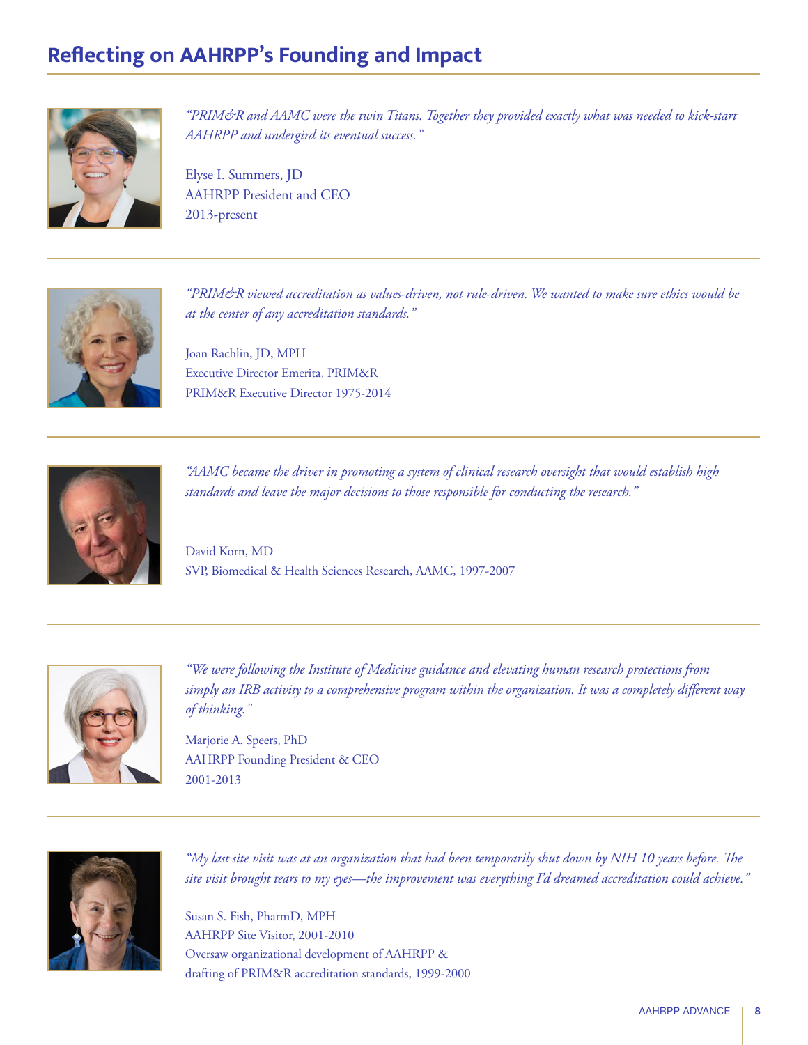# Reflecting on AAHRPP's Founding and Impact

*"PRIM&R and AAMC were the twin Titans. Together they provided exactly what was needed to kick-start AAHRPP and undergird its eventual success."*

Elyse I. Summers, JD
AAHRPP President and CEO
2013-present

---

*"PRIM&R viewed accreditation as values-driven, not rule-driven. We wanted to make sure ethics would be at the center of any accreditation standards."*

Joan Rachlin, JD, MPH
Executive Director Emerita, PRIM&R
PRIM&R Executive Director 1975-2014

---

*"AAMC became the driver in promoting a system of clinical research oversight that would establish high standards and leave the major decisions to those responsible for conducting the research."*

David Korn, MD
SVP, Biomedical & Health Sciences Research, AAMC, 1997-2007

---

*"We were following the Institute of Medicine guidance and elevating human research protections from simply an IRB activity to a comprehensive program within the organization. It was a completely different way of thinking."*

Marjorie A. Speers, PhD
AAHRPP Founding President & CEO
2001-2013

---

*"My last site visit was at an organization that had been temporarily shut down by NIH 10 years before. The site visit brought tears to my eyes—the improvement was everything I'd dreamed accreditation could achieve."*

Susan S. Fish, PharmD, MPH
AAHRPP Site Visitor, 2001-2010
Oversaw organizational development of AAHRPP &
drafting of PRIM&R accreditation standards, 1999-2000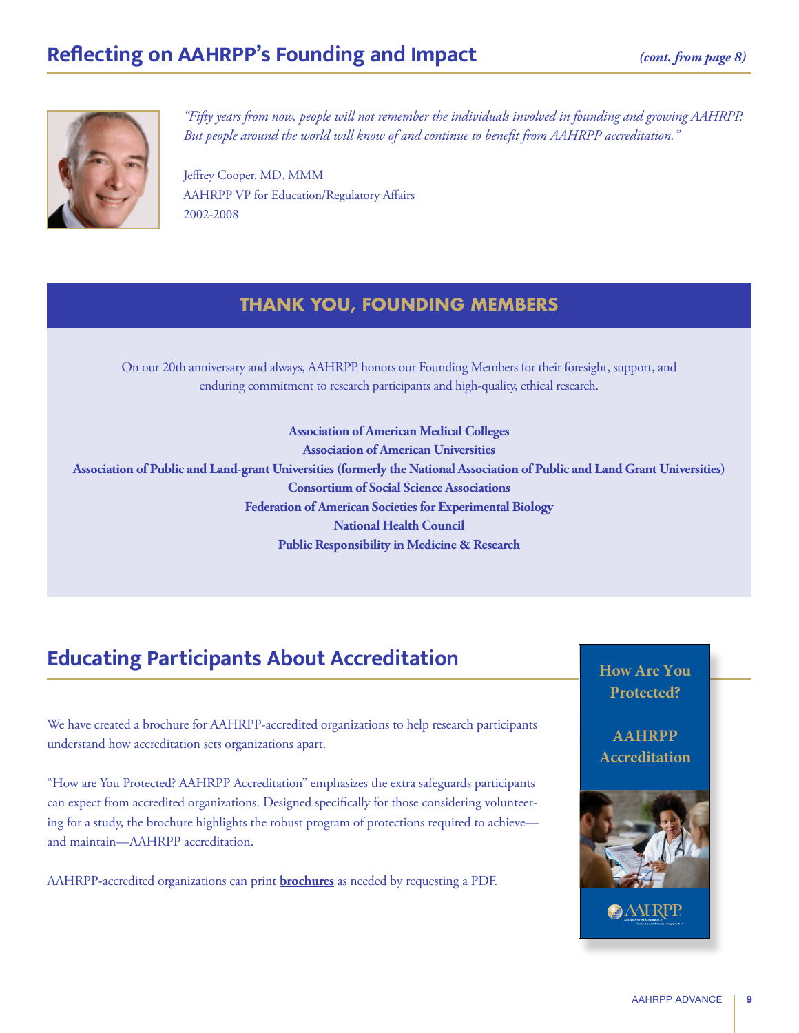## Reflecting on AAHRPP's Founding and Impact

*(cont. from page 8)*

*"Fifty years from now, people will not remember the individuals involved in founding and growing AAHRPP. But people around the world will know of and continue to benefit from AAHRPP accreditation."*

Jeffrey Cooper, MD, MMM
AAHRPP VP for Education/Regulatory Affairs
2002-2008

### THANK YOU, FOUNDING MEMBERS

On our 20th anniversary and always, AAHRPP honors our Founding Members for their foresight, support, and enduring commitment to research participants and high-quality, ethical research.

**Association of American Medical Colleges**
**Association of American Universities**
**Association of Public and Land-grant Universities (formerly the National Association of Public and Land Grant Universities)**
**Consortium of Social Science Associations**
**Federation of American Societies for Experimental Biology**
**National Health Council**
**Public Responsibility in Medicine & Research**

## Educating Participants About Accreditation

We have created a brochure for AAHRPP-accredited organizations to help research participants understand how accreditation sets organizations apart.

"How are You Protected? AAHRPP Accreditation" emphasizes the extra safeguards participants can expect from accredited organizations. Designed specifically for those considering volunteering for a study, the brochure highlights the robust program of protections required to achieve—and maintain—AAHRPP accreditation.

AAHRPP-accredited organizations can print **brochures** as needed by requesting a PDF.

How Are You Protected?

AAHRPP Accreditation